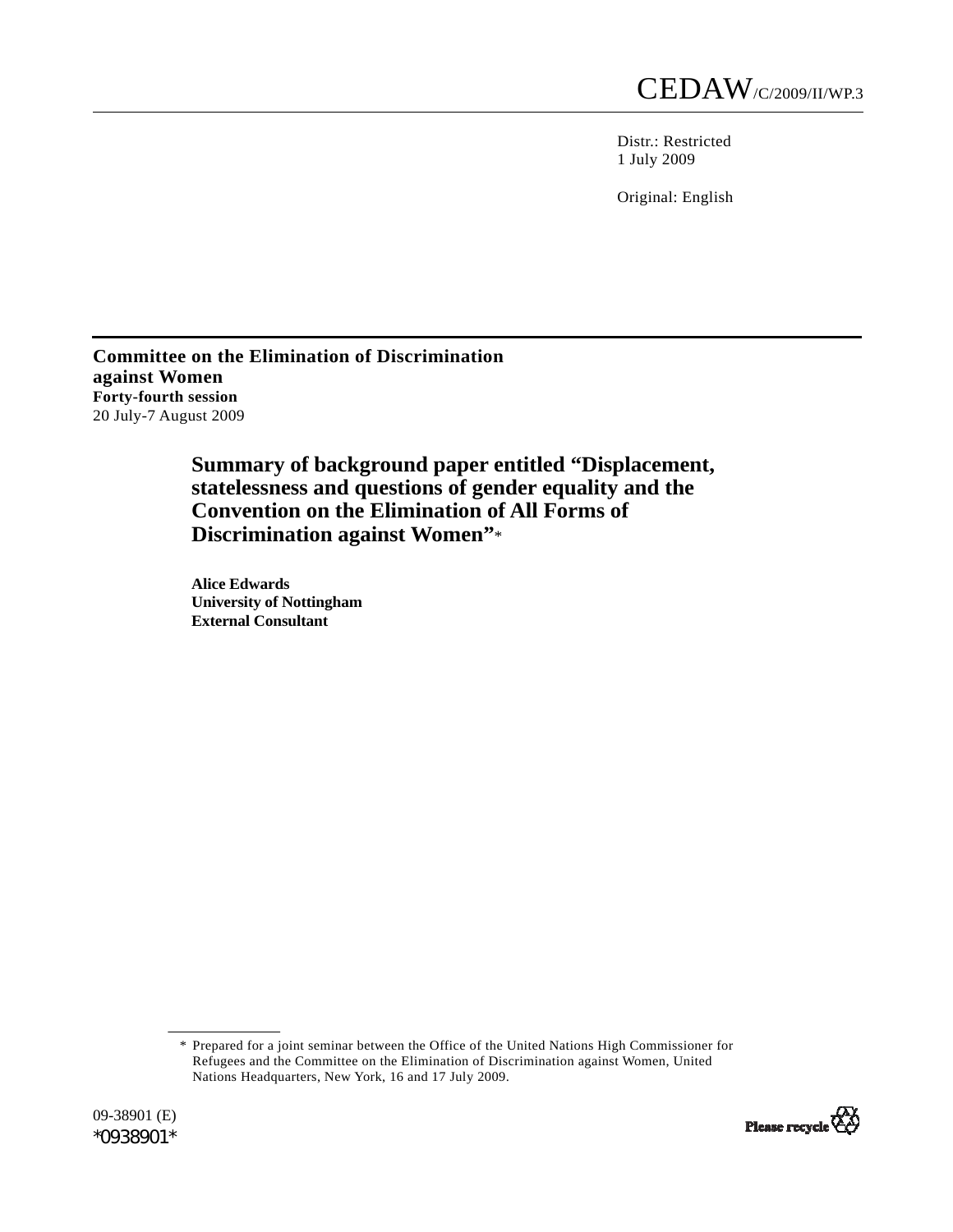CEDAW/C/2009/II/WP.3

Distr.: Restricted
1 July 2009

Original: English

**Committee on the Elimination of Discrimination against Women**
**Forty-fourth session**
20 July-7 August 2009

# Summary of background paper entitled "Displacement, statelessness and questions of gender equality and the Convention on the Elimination of All Forms of Discrimination against Women"*

**Alice Edwards**
**University of Nottingham**
**External Consultant**

\* Prepared for a joint seminar between the Office of the United Nations High Commissioner for Refugees and the Committee on the Elimination of Discrimination against Women, United Nations Headquarters, New York, 16 and 17 July 2009.

09-38901 (E)
*0938901*

Please recycle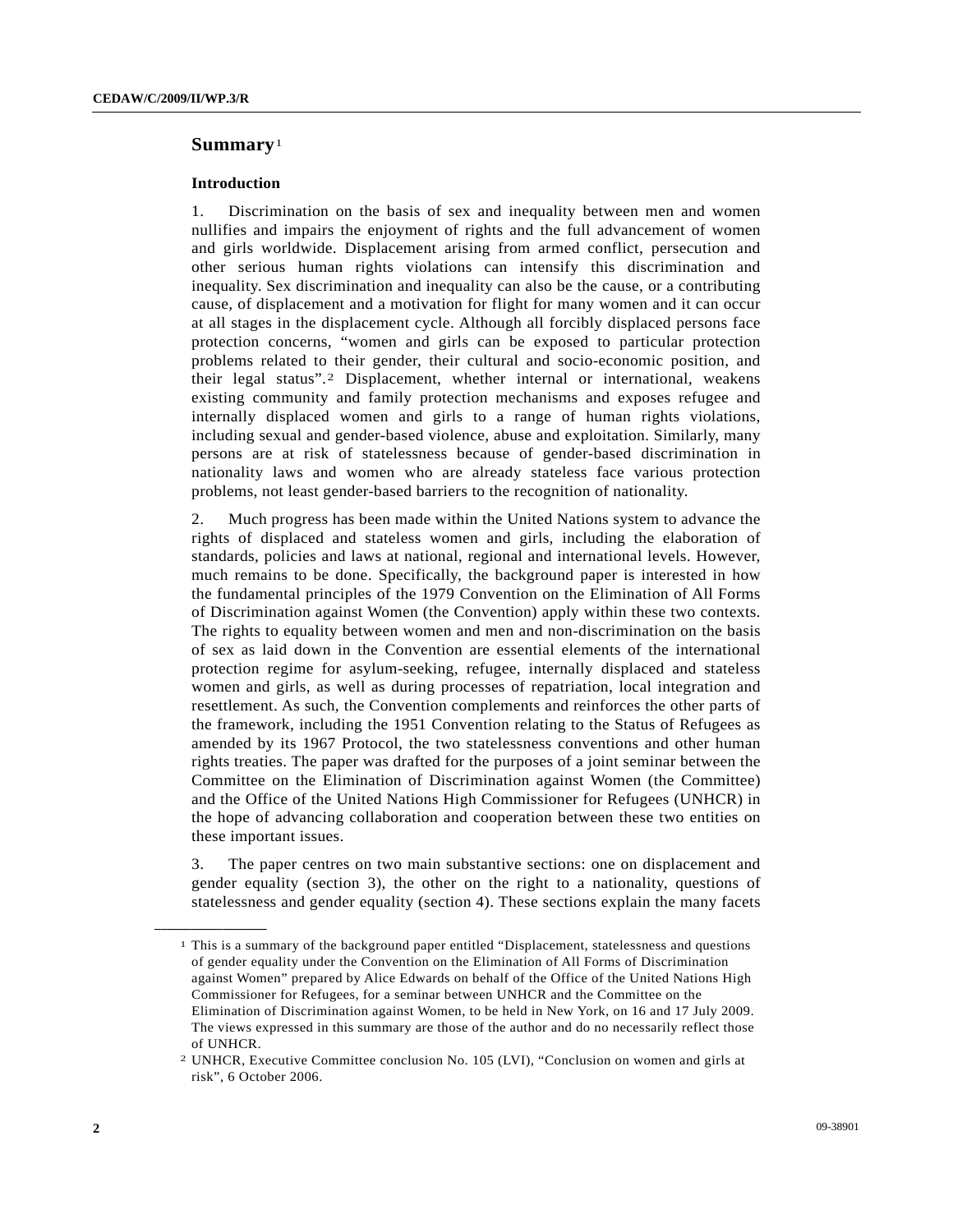## Summary[1]

### Introduction

1. Discrimination on the basis of sex and inequality between men and women nullifies and impairs the enjoyment of rights and the full advancement of women and girls worldwide. Displacement arising from armed conflict, persecution and other serious human rights violations can intensify this discrimination and inequality. Sex discrimination and inequality can also be the cause, or a contributing cause, of displacement and a motivation for flight for many women and it can occur at all stages in the displacement cycle. Although all forcibly displaced persons face protection concerns, "women and girls can be exposed to particular protection problems related to their gender, their cultural and socio-economic position, and their legal status".[2] Displacement, whether internal or international, weakens existing community and family protection mechanisms and exposes refugee and internally displaced women and girls to a range of human rights violations, including sexual and gender-based violence, abuse and exploitation. Similarly, many persons are at risk of statelessness because of gender-based discrimination in nationality laws and women who are already stateless face various protection problems, not least gender-based barriers to the recognition of nationality.

2. Much progress has been made within the United Nations system to advance the rights of displaced and stateless women and girls, including the elaboration of standards, policies and laws at national, regional and international levels. However, much remains to be done. Specifically, the background paper is interested in how the fundamental principles of the 1979 Convention on the Elimination of All Forms of Discrimination against Women (the Convention) apply within these two contexts. The rights to equality between women and men and non-discrimination on the basis of sex as laid down in the Convention are essential elements of the international protection regime for asylum-seeking, refugee, internally displaced and stateless women and girls, as well as during processes of repatriation, local integration and resettlement. As such, the Convention complements and reinforces the other parts of the framework, including the 1951 Convention relating to the Status of Refugees as amended by its 1967 Protocol, the two statelessness conventions and other human rights treaties. The paper was drafted for the purposes of a joint seminar between the Committee on the Elimination of Discrimination against Women (the Committee) and the Office of the United Nations High Commissioner for Refugees (UNHCR) in the hope of advancing collaboration and cooperation between these two entities on these important issues.

3. The paper centres on two main substantive sections: one on displacement and gender equality (section 3), the other on the right to a nationality, questions of statelessness and gender equality (section 4). These sections explain the many facets

---

[1] This is a summary of the background paper entitled "Displacement, statelessness and questions of gender equality under the Convention on the Elimination of All Forms of Discrimination against Women" prepared by Alice Edwards on behalf of the Office of the United Nations High Commissioner for Refugees, for a seminar between UNHCR and the Committee on the Elimination of Discrimination against Women, to be held in New York, on 16 and 17 July 2009. The views expressed in this summary are those of the author and do no necessarily reflect those of UNHCR.

[2] UNHCR, Executive Committee conclusion No. 105 (LVI), "Conclusion on women and girls at risk", 6 October 2006.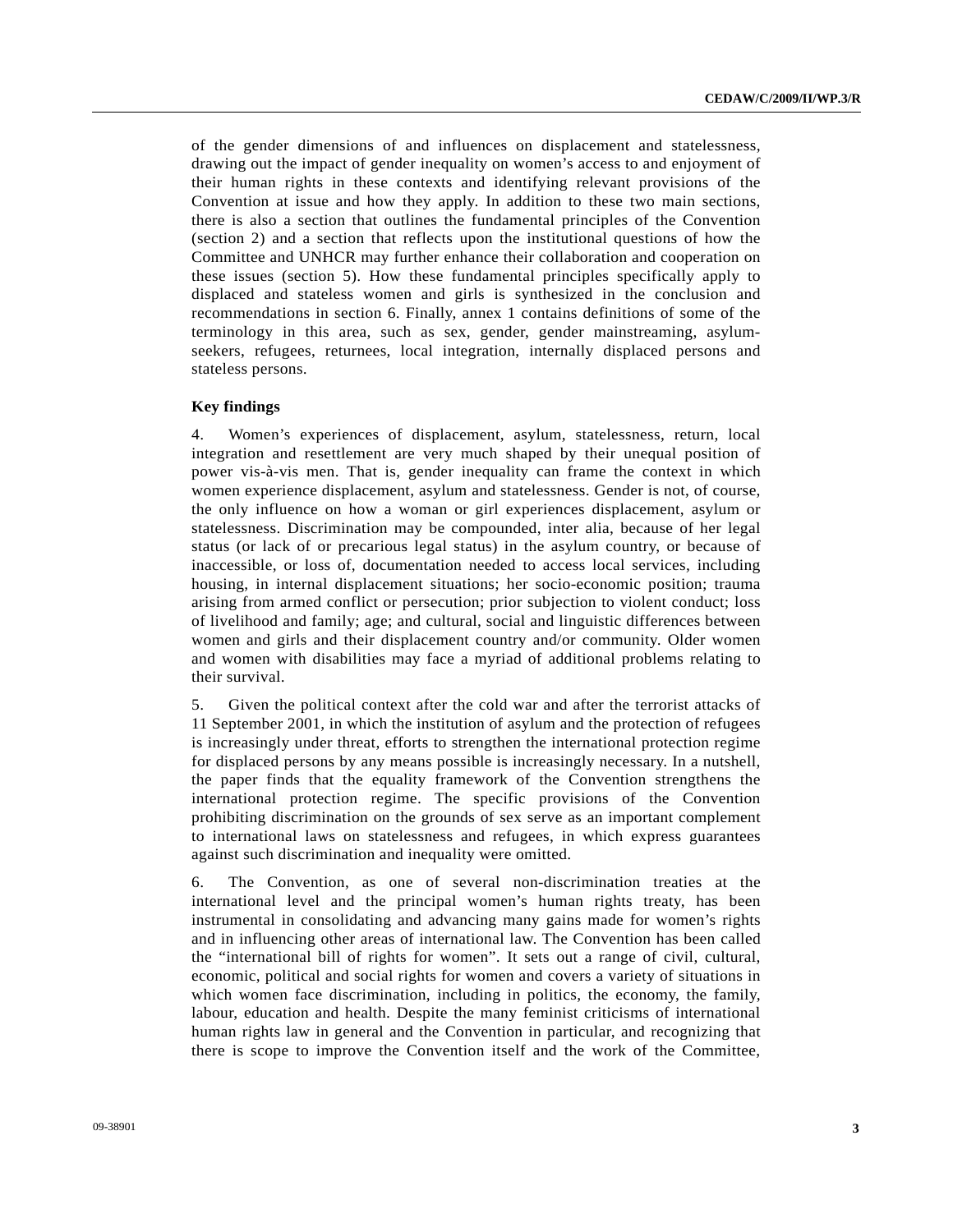of the gender dimensions of and influences on displacement and statelessness, drawing out the impact of gender inequality on women's access to and enjoyment of their human rights in these contexts and identifying relevant provisions of the Convention at issue and how they apply. In addition to these two main sections, there is also a section that outlines the fundamental principles of the Convention (section 2) and a section that reflects upon the institutional questions of how the Committee and UNHCR may further enhance their collaboration and cooperation on these issues (section 5). How these fundamental principles specifically apply to displaced and stateless women and girls is synthesized in the conclusion and recommendations in section 6. Finally, annex 1 contains definitions of some of the terminology in this area, such as sex, gender, gender mainstreaming, asylum-seekers, refugees, returnees, local integration, internally displaced persons and stateless persons.

**Key findings**

4. Women's experiences of displacement, asylum, statelessness, return, local integration and resettlement are very much shaped by their unequal position of power vis-à-vis men. That is, gender inequality can frame the context in which women experience displacement, asylum and statelessness. Gender is not, of course, the only influence on how a woman or girl experiences displacement, asylum or statelessness. Discrimination may be compounded, inter alia, because of her legal status (or lack of or precarious legal status) in the asylum country, or because of inaccessible, or loss of, documentation needed to access local services, including housing, in internal displacement situations; her socio-economic position; trauma arising from armed conflict or persecution; prior subjection to violent conduct; loss of livelihood and family; age; and cultural, social and linguistic differences between women and girls and their displacement country and/or community. Older women and women with disabilities may face a myriad of additional problems relating to their survival.

5. Given the political context after the cold war and after the terrorist attacks of 11 September 2001, in which the institution of asylum and the protection of refugees is increasingly under threat, efforts to strengthen the international protection regime for displaced persons by any means possible is increasingly necessary. In a nutshell, the paper finds that the equality framework of the Convention strengthens the international protection regime. The specific provisions of the Convention prohibiting discrimination on the grounds of sex serve as an important complement to international laws on statelessness and refugees, in which express guarantees against such discrimination and inequality were omitted.

6. The Convention, as one of several non-discrimination treaties at the international level and the principal women's human rights treaty, has been instrumental in consolidating and advancing many gains made for women's rights and in influencing other areas of international law. The Convention has been called the "international bill of rights for women". It sets out a range of civil, cultural, economic, political and social rights for women and covers a variety of situations in which women face discrimination, including in politics, the economy, the family, labour, education and health. Despite the many feminist criticisms of international human rights law in general and the Convention in particular, and recognizing that there is scope to improve the Convention itself and the work of the Committee,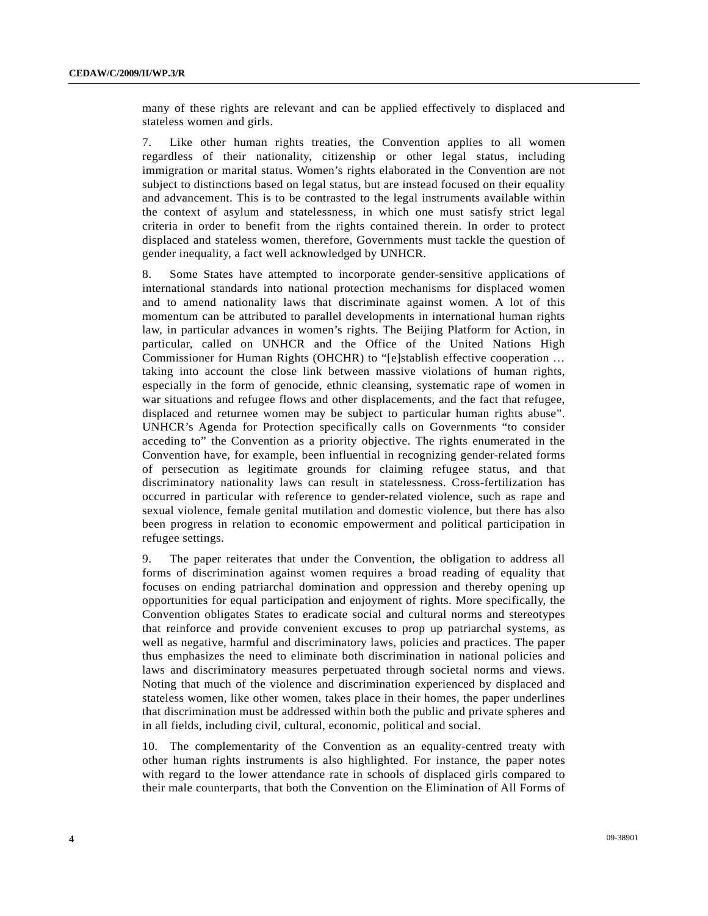many of these rights are relevant and can be applied effectively to displaced and stateless women and girls.

7. Like other human rights treaties, the Convention applies to all women regardless of their nationality, citizenship or other legal status, including immigration or marital status. Women's rights elaborated in the Convention are not subject to distinctions based on legal status, but are instead focused on their equality and advancement. This is to be contrasted to the legal instruments available within the context of asylum and statelessness, in which one must satisfy strict legal criteria in order to benefit from the rights contained therein. In order to protect displaced and stateless women, therefore, Governments must tackle the question of gender inequality, a fact well acknowledged by UNHCR.

8. Some States have attempted to incorporate gender-sensitive applications of international standards into national protection mechanisms for displaced women and to amend nationality laws that discriminate against women. A lot of this momentum can be attributed to parallel developments in international human rights law, in particular advances in women's rights. The Beijing Platform for Action, in particular, called on UNHCR and the Office of the United Nations High Commissioner for Human Rights (OHCHR) to "[e]stablish effective cooperation … taking into account the close link between massive violations of human rights, especially in the form of genocide, ethnic cleansing, systematic rape of women in war situations and refugee flows and other displacements, and the fact that refugee, displaced and returnee women may be subject to particular human rights abuse". UNHCR's Agenda for Protection specifically calls on Governments "to consider acceding to" the Convention as a priority objective. The rights enumerated in the Convention have, for example, been influential in recognizing gender-related forms of persecution as legitimate grounds for claiming refugee status, and that discriminatory nationality laws can result in statelessness. Cross-fertilization has occurred in particular with reference to gender-related violence, such as rape and sexual violence, female genital mutilation and domestic violence, but there has also been progress in relation to economic empowerment and political participation in refugee settings.

9. The paper reiterates that under the Convention, the obligation to address all forms of discrimination against women requires a broad reading of equality that focuses on ending patriarchal domination and oppression and thereby opening up opportunities for equal participation and enjoyment of rights. More specifically, the Convention obligates States to eradicate social and cultural norms and stereotypes that reinforce and provide convenient excuses to prop up patriarchal systems, as well as negative, harmful and discriminatory laws, policies and practices. The paper thus emphasizes the need to eliminate both discrimination in national policies and laws and discriminatory measures perpetuated through societal norms and views. Noting that much of the violence and discrimination experienced by displaced and stateless women, like other women, takes place in their homes, the paper underlines that discrimination must be addressed within both the public and private spheres and in all fields, including civil, cultural, economic, political and social.

10. The complementarity of the Convention as an equality-centred treaty with other human rights instruments is also highlighted. For instance, the paper notes with regard to the lower attendance rate in schools of displaced girls compared to their male counterparts, that both the Convention on the Elimination of All Forms of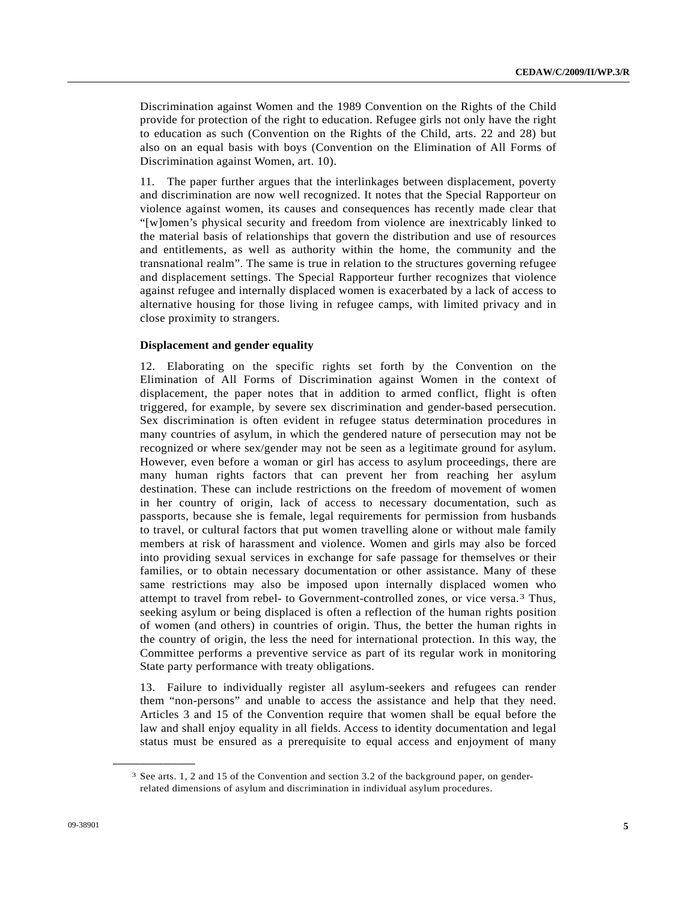Discrimination against Women and the 1989 Convention on the Rights of the Child provide for protection of the right to education. Refugee girls not only have the right to education as such (Convention on the Rights of the Child, arts. 22 and 28) but also on an equal basis with boys (Convention on the Elimination of All Forms of Discrimination against Women, art. 10).

11. The paper further argues that the interlinkages between displacement, poverty and discrimination are now well recognized. It notes that the Special Rapporteur on violence against women, its causes and consequences has recently made clear that "[w]omen's physical security and freedom from violence are inextricably linked to the material basis of relationships that govern the distribution and use of resources and entitlements, as well as authority within the home, the community and the transnational realm". The same is true in relation to the structures governing refugee and displacement settings. The Special Rapporteur further recognizes that violence against refugee and internally displaced women is exacerbated by a lack of access to alternative housing for those living in refugee camps, with limited privacy and in close proximity to strangers.

**Displacement and gender equality**

12. Elaborating on the specific rights set forth by the Convention on the Elimination of All Forms of Discrimination against Women in the context of displacement, the paper notes that in addition to armed conflict, flight is often triggered, for example, by severe sex discrimination and gender-based persecution. Sex discrimination is often evident in refugee status determination procedures in many countries of asylum, in which the gendered nature of persecution may not be recognized or where sex/gender may not be seen as a legitimate ground for asylum. However, even before a woman or girl has access to asylum proceedings, there are many human rights factors that can prevent her from reaching her asylum destination. These can include restrictions on the freedom of movement of women in her country of origin, lack of access to necessary documentation, such as passports, because she is female, legal requirements for permission from husbands to travel, or cultural factors that put women travelling alone or without male family members at risk of harassment and violence. Women and girls may also be forced into providing sexual services in exchange for safe passage for themselves or their families, or to obtain necessary documentation or other assistance. Many of these same restrictions may also be imposed upon internally displaced women who attempt to travel from rebel- to Government-controlled zones, or vice versa.[3] Thus, seeking asylum or being displaced is often a reflection of the human rights position of women (and others) in countries of origin. Thus, the better the human rights in the country of origin, the less the need for international protection. In this way, the Committee performs a preventive service as part of its regular work in monitoring State party performance with treaty obligations.

13. Failure to individually register all asylum-seekers and refugees can render them "non-persons" and unable to access the assistance and help that they need. Articles 3 and 15 of the Convention require that women shall be equal before the law and shall enjoy equality in all fields. Access to identity documentation and legal status must be ensured as a prerequisite to equal access and enjoyment of many

---

[3] See arts. 1, 2 and 15 of the Convention and section 3.2 of the background paper, on gender-related dimensions of asylum and discrimination in individual asylum procedures.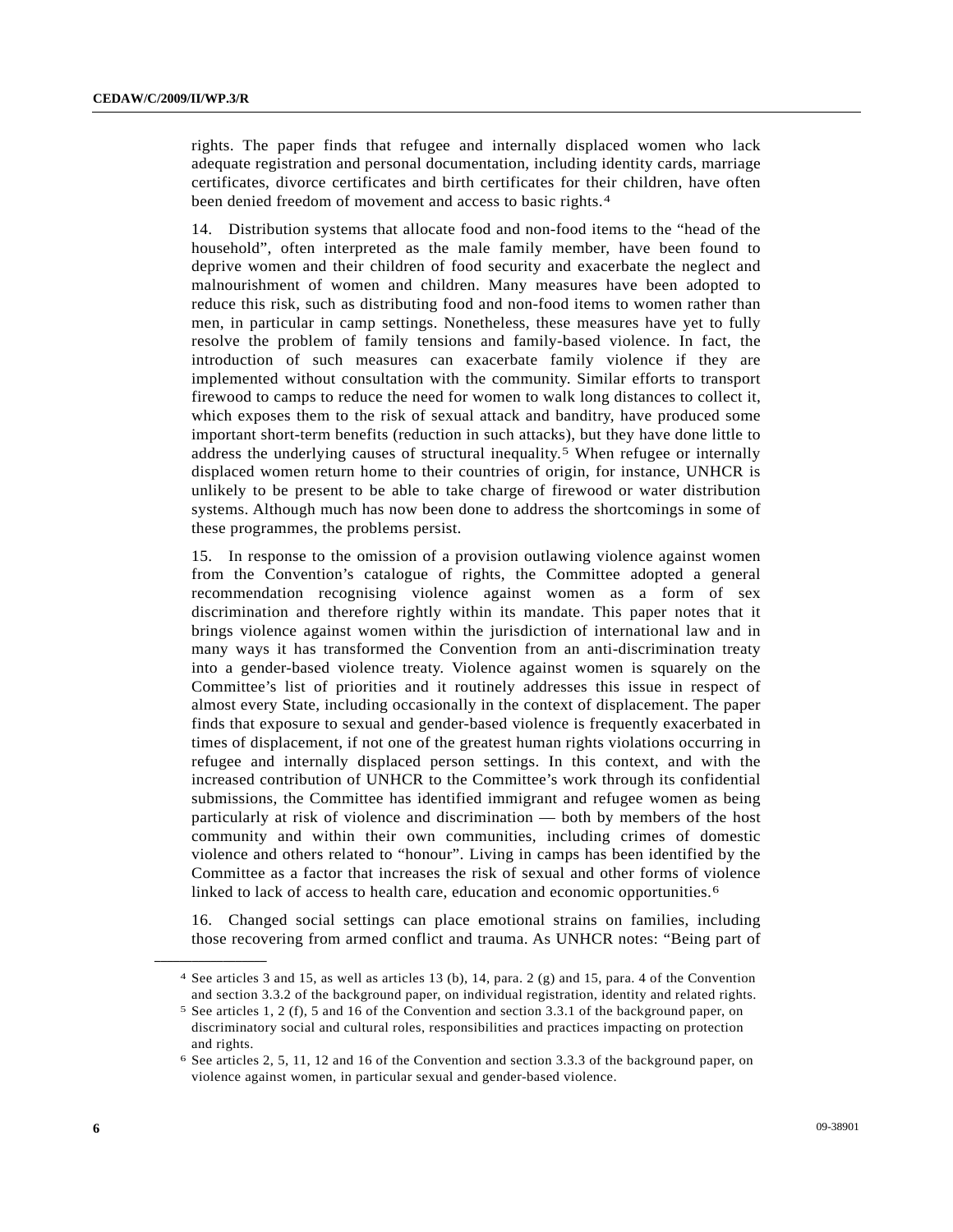rights. The paper finds that refugee and internally displaced women who lack adequate registration and personal documentation, including identity cards, marriage certificates, divorce certificates and birth certificates for their children, have often been denied freedom of movement and access to basic rights.[4]

14. Distribution systems that allocate food and non-food items to the "head of the household", often interpreted as the male family member, have been found to deprive women and their children of food security and exacerbate the neglect and malnourishment of women and children. Many measures have been adopted to reduce this risk, such as distributing food and non-food items to women rather than men, in particular in camp settings. Nonetheless, these measures have yet to fully resolve the problem of family tensions and family-based violence. In fact, the introduction of such measures can exacerbate family violence if they are implemented without consultation with the community. Similar efforts to transport firewood to camps to reduce the need for women to walk long distances to collect it, which exposes them to the risk of sexual attack and banditry, have produced some important short-term benefits (reduction in such attacks), but they have done little to address the underlying causes of structural inequality.[5] When refugee or internally displaced women return home to their countries of origin, for instance, UNHCR is unlikely to be present to be able to take charge of firewood or water distribution systems. Although much has now been done to address the shortcomings in some of these programmes, the problems persist.

15. In response to the omission of a provision outlawing violence against women from the Convention's catalogue of rights, the Committee adopted a general recommendation recognising violence against women as a form of sex discrimination and therefore rightly within its mandate. This paper notes that it brings violence against women within the jurisdiction of international law and in many ways it has transformed the Convention from an anti-discrimination treaty into a gender-based violence treaty. Violence against women is squarely on the Committee's list of priorities and it routinely addresses this issue in respect of almost every State, including occasionally in the context of displacement. The paper finds that exposure to sexual and gender-based violence is frequently exacerbated in times of displacement, if not one of the greatest human rights violations occurring in refugee and internally displaced person settings. In this context, and with the increased contribution of UNHCR to the Committee's work through its confidential submissions, the Committee has identified immigrant and refugee women as being particularly at risk of violence and discrimination — both by members of the host community and within their own communities, including crimes of domestic violence and others related to "honour". Living in camps has been identified by the Committee as a factor that increases the risk of sexual and other forms of violence linked to lack of access to health care, education and economic opportunities.[6]

16. Changed social settings can place emotional strains on families, including those recovering from armed conflict and trauma. As UNHCR notes: "Being part of

---

[4] See articles 3 and 15, as well as articles 13 (b), 14, para. 2 (g) and 15, para. 4 of the Convention and section 3.3.2 of the background paper, on individual registration, identity and related rights.

[5] See articles 1, 2 (f), 5 and 16 of the Convention and section 3.3.1 of the background paper, on discriminatory social and cultural roles, responsibilities and practices impacting on protection and rights.

[6] See articles 2, 5, 11, 12 and 16 of the Convention and section 3.3.3 of the background paper, on violence against women, in particular sexual and gender-based violence.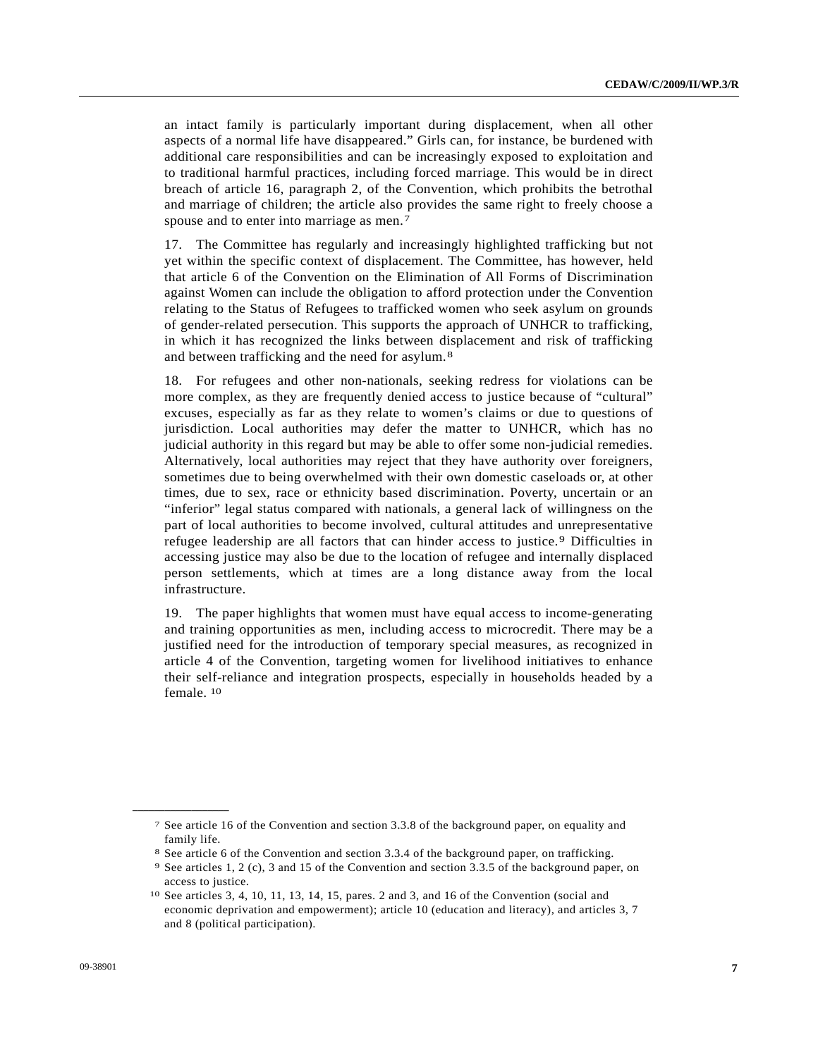an intact family is particularly important during displacement, when all other aspects of a normal life have disappeared." Girls can, for instance, be burdened with additional care responsibilities and can be increasingly exposed to exploitation and to traditional harmful practices, including forced marriage. This would be in direct breach of article 16, paragraph 2, of the Convention, which prohibits the betrothal and marriage of children; the article also provides the same right to freely choose a spouse and to enter into marriage as men.[7]

17. The Committee has regularly and increasingly highlighted trafficking but not yet within the specific context of displacement. The Committee, has however, held that article 6 of the Convention on the Elimination of All Forms of Discrimination against Women can include the obligation to afford protection under the Convention relating to the Status of Refugees to trafficked women who seek asylum on grounds of gender-related persecution. This supports the approach of UNHCR to trafficking, in which it has recognized the links between displacement and risk of trafficking and between trafficking and the need for asylum.[8]

18. For refugees and other non-nationals, seeking redress for violations can be more complex, as they are frequently denied access to justice because of "cultural" excuses, especially as far as they relate to women's claims or due to questions of jurisdiction. Local authorities may defer the matter to UNHCR, which has no judicial authority in this regard but may be able to offer some non-judicial remedies. Alternatively, local authorities may reject that they have authority over foreigners, sometimes due to being overwhelmed with their own domestic caseloads or, at other times, due to sex, race or ethnicity based discrimination. Poverty, uncertain or an "inferior" legal status compared with nationals, a general lack of willingness on the part of local authorities to become involved, cultural attitudes and unrepresentative refugee leadership are all factors that can hinder access to justice.[9] Difficulties in accessing justice may also be due to the location of refugee and internally displaced person settlements, which at times are a long distance away from the local infrastructure.

19. The paper highlights that women must have equal access to income-generating and training opportunities as men, including access to microcredit. There may be a justified need for the introduction of temporary special measures, as recognized in article 4 of the Convention, targeting women for livelihood initiatives to enhance their self-reliance and integration prospects, especially in households headed by a female.[10]

---

[7] See article 16 of the Convention and section 3.3.8 of the background paper, on equality and family life.

[8] See article 6 of the Convention and section 3.3.4 of the background paper, on trafficking.

[9] See articles 1, 2 (c), 3 and 15 of the Convention and section 3.3.5 of the background paper, on access to justice.

[10] See articles 3, 4, 10, 11, 13, 14, 15, pares. 2 and 3, and 16 of the Convention (social and economic deprivation and empowerment); article 10 (education and literacy), and articles 3, 7 and 8 (political participation).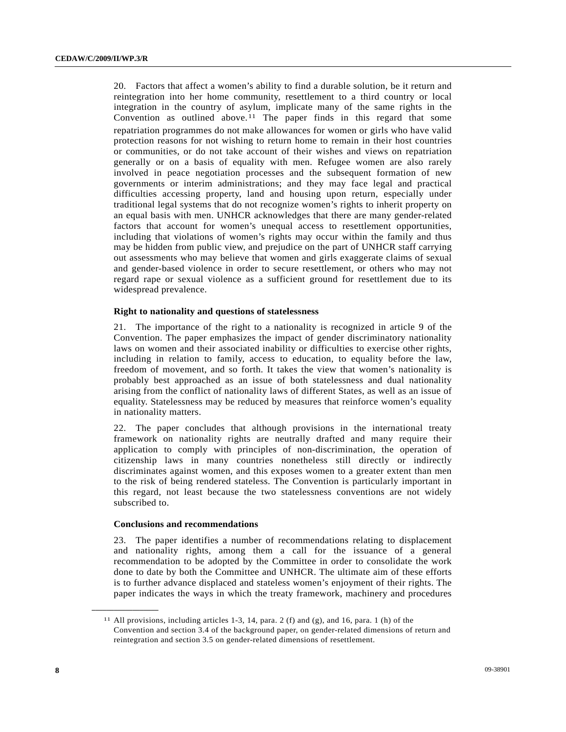20. Factors that affect a women's ability to find a durable solution, be it return and reintegration into her home community, resettlement to a third country or local integration in the country of asylum, implicate many of the same rights in the Convention as outlined above.[11] The paper finds in this regard that some repatriation programmes do not make allowances for women or girls who have valid protection reasons for not wishing to return home to remain in their host countries or communities, or do not take account of their wishes and views on repatriation generally or on a basis of equality with men. Refugee women are also rarely involved in peace negotiation processes and the subsequent formation of new governments or interim administrations; and they may face legal and practical difficulties accessing property, land and housing upon return, especially under traditional legal systems that do not recognize women's rights to inherit property on an equal basis with men. UNHCR acknowledges that there are many gender-related factors that account for women's unequal access to resettlement opportunities, including that violations of women's rights may occur within the family and thus may be hidden from public view, and prejudice on the part of UNHCR staff carrying out assessments who may believe that women and girls exaggerate claims of sexual and gender-based violence in order to secure resettlement, or others who may not regard rape or sexual violence as a sufficient ground for resettlement due to its widespread prevalence.

### Right to nationality and questions of statelessness

21. The importance of the right to a nationality is recognized in article 9 of the Convention. The paper emphasizes the impact of gender discriminatory nationality laws on women and their associated inability or difficulties to exercise other rights, including in relation to family, access to education, to equality before the law, freedom of movement, and so forth. It takes the view that women's nationality is probably best approached as an issue of both statelessness and dual nationality arising from the conflict of nationality laws of different States, as well as an issue of equality. Statelessness may be reduced by measures that reinforce women's equality in nationality matters.

22. The paper concludes that although provisions in the international treaty framework on nationality rights are neutrally drafted and many require their application to comply with principles of non-discrimination, the operation of citizenship laws in many countries nonetheless still directly or indirectly discriminates against women, and this exposes women to a greater extent than men to the risk of being rendered stateless. The Convention is particularly important in this regard, not least because the two statelessness conventions are not widely subscribed to.

### Conclusions and recommendations

23. The paper identifies a number of recommendations relating to displacement and nationality rights, among them a call for the issuance of a general recommendation to be adopted by the Committee in order to consolidate the work done to date by both the Committee and UNHCR. The ultimate aim of these efforts is to further advance displaced and stateless women's enjoyment of their rights. The paper indicates the ways in which the treaty framework, machinery and procedures

---

[11] All provisions, including articles 1-3, 14, para. 2 (f) and (g), and 16, para. 1 (h) of the Convention and section 3.4 of the background paper, on gender-related dimensions of return and reintegration and section 3.5 on gender-related dimensions of resettlement.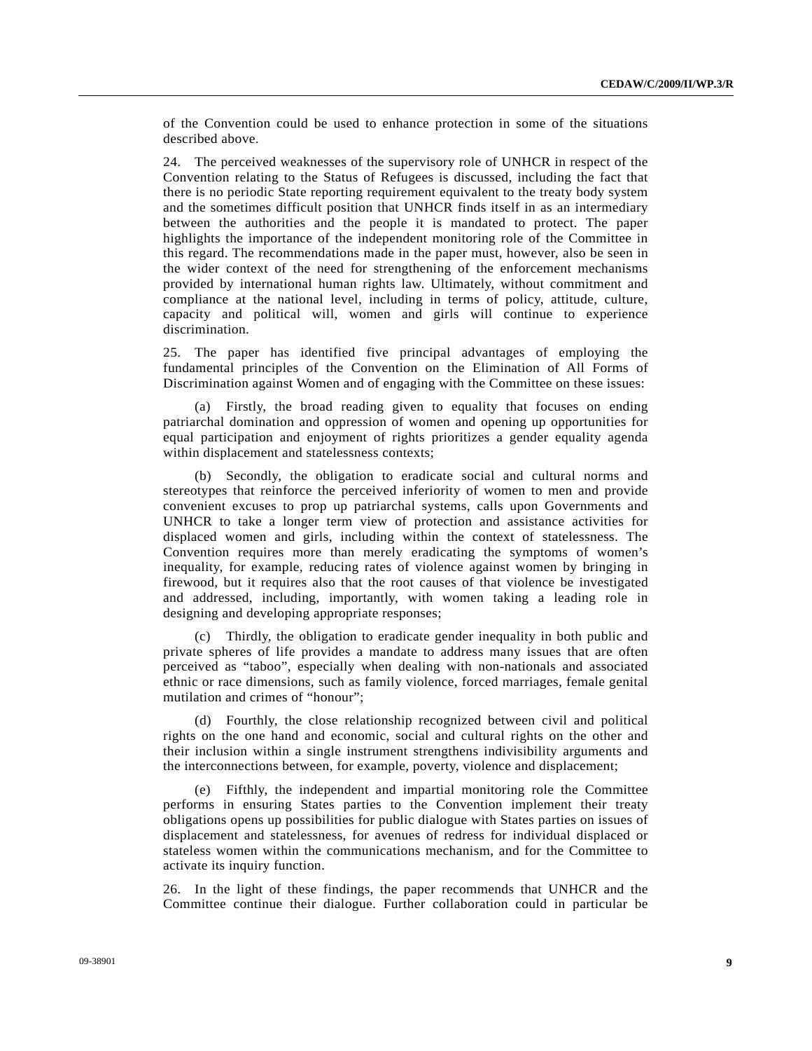of the Convention could be used to enhance protection in some of the situations described above.

24. The perceived weaknesses of the supervisory role of UNHCR in respect of the Convention relating to the Status of Refugees is discussed, including the fact that there is no periodic State reporting requirement equivalent to the treaty body system and the sometimes difficult position that UNHCR finds itself in as an intermediary between the authorities and the people it is mandated to protect. The paper highlights the importance of the independent monitoring role of the Committee in this regard. The recommendations made in the paper must, however, also be seen in the wider context of the need for strengthening of the enforcement mechanisms provided by international human rights law. Ultimately, without commitment and compliance at the national level, including in terms of policy, attitude, culture, capacity and political will, women and girls will continue to experience discrimination.

25. The paper has identified five principal advantages of employing the fundamental principles of the Convention on the Elimination of All Forms of Discrimination against Women and of engaging with the Committee on these issues:

(a) Firstly, the broad reading given to equality that focuses on ending patriarchal domination and oppression of women and opening up opportunities for equal participation and enjoyment of rights prioritizes a gender equality agenda within displacement and statelessness contexts;

(b) Secondly, the obligation to eradicate social and cultural norms and stereotypes that reinforce the perceived inferiority of women to men and provide convenient excuses to prop up patriarchal systems, calls upon Governments and UNHCR to take a longer term view of protection and assistance activities for displaced women and girls, including within the context of statelessness. The Convention requires more than merely eradicating the symptoms of women's inequality, for example, reducing rates of violence against women by bringing in firewood, but it requires also that the root causes of that violence be investigated and addressed, including, importantly, with women taking a leading role in designing and developing appropriate responses;

(c) Thirdly, the obligation to eradicate gender inequality in both public and private spheres of life provides a mandate to address many issues that are often perceived as "taboo", especially when dealing with non-nationals and associated ethnic or race dimensions, such as family violence, forced marriages, female genital mutilation and crimes of "honour";

(d) Fourthly, the close relationship recognized between civil and political rights on the one hand and economic, social and cultural rights on the other and their inclusion within a single instrument strengthens indivisibility arguments and the interconnections between, for example, poverty, violence and displacement;

(e) Fifthly, the independent and impartial monitoring role the Committee performs in ensuring States parties to the Convention implement their treaty obligations opens up possibilities for public dialogue with States parties on issues of displacement and statelessness, for avenues of redress for individual displaced or stateless women within the communications mechanism, and for the Committee to activate its inquiry function.

26. In the light of these findings, the paper recommends that UNHCR and the Committee continue their dialogue. Further collaboration could in particular be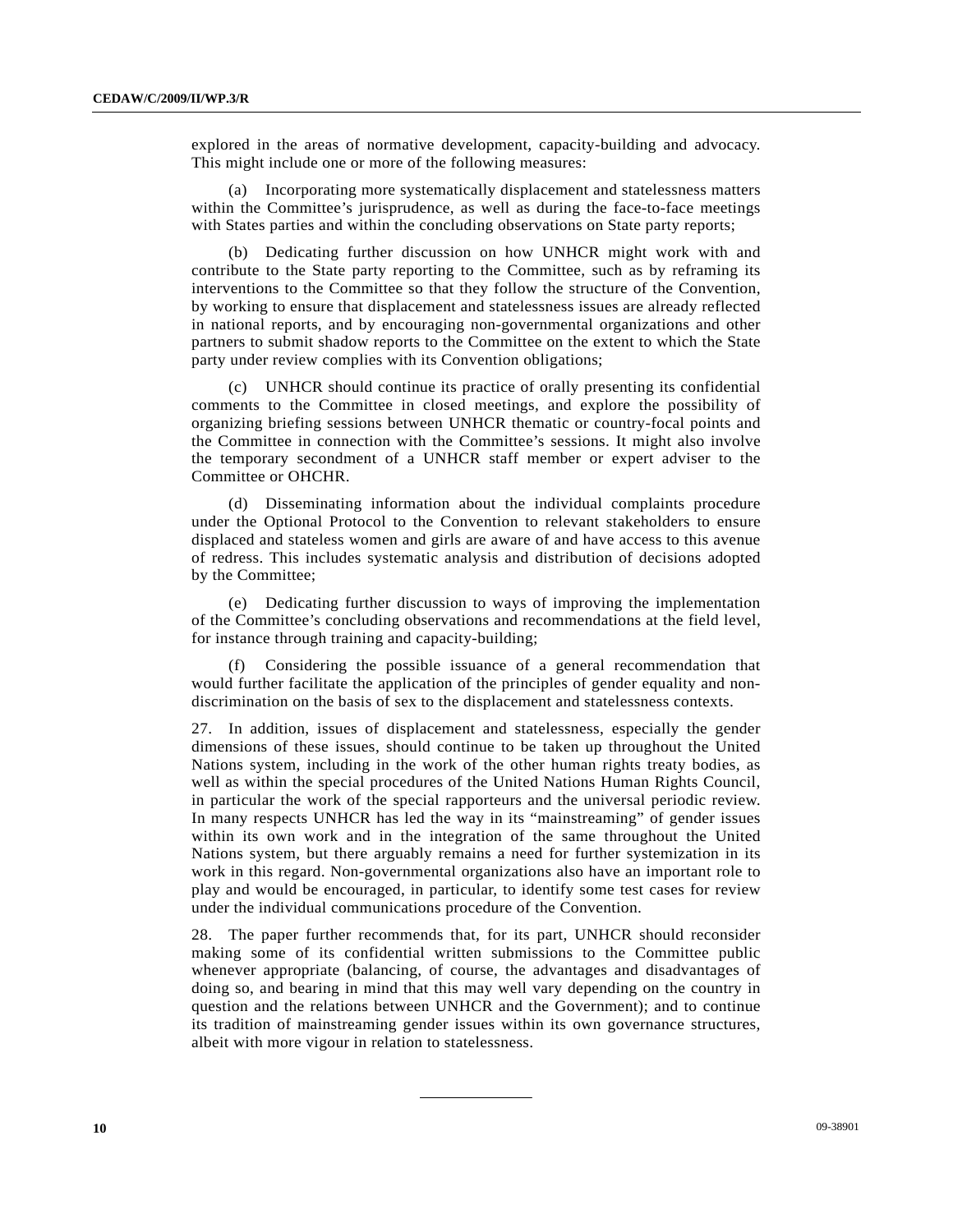explored in the areas of normative development, capacity-building and advocacy. This might include one or more of the following measures:

(a) Incorporating more systematically displacement and statelessness matters within the Committee's jurisprudence, as well as during the face-to-face meetings with States parties and within the concluding observations on State party reports;

(b) Dedicating further discussion on how UNHCR might work with and contribute to the State party reporting to the Committee, such as by reframing its interventions to the Committee so that they follow the structure of the Convention, by working to ensure that displacement and statelessness issues are already reflected in national reports, and by encouraging non-governmental organizations and other partners to submit shadow reports to the Committee on the extent to which the State party under review complies with its Convention obligations;

(c) UNHCR should continue its practice of orally presenting its confidential comments to the Committee in closed meetings, and explore the possibility of organizing briefing sessions between UNHCR thematic or country-focal points and the Committee in connection with the Committee's sessions. It might also involve the temporary secondment of a UNHCR staff member or expert adviser to the Committee or OHCHR.

(d) Disseminating information about the individual complaints procedure under the Optional Protocol to the Convention to relevant stakeholders to ensure displaced and stateless women and girls are aware of and have access to this avenue of redress. This includes systematic analysis and distribution of decisions adopted by the Committee;

(e) Dedicating further discussion to ways of improving the implementation of the Committee's concluding observations and recommendations at the field level, for instance through training and capacity-building;

(f) Considering the possible issuance of a general recommendation that would further facilitate the application of the principles of gender equality and non-discrimination on the basis of sex to the displacement and statelessness contexts.

27. In addition, issues of displacement and statelessness, especially the gender dimensions of these issues, should continue to be taken up throughout the United Nations system, including in the work of the other human rights treaty bodies, as well as within the special procedures of the United Nations Human Rights Council, in particular the work of the special rapporteurs and the universal periodic review. In many respects UNHCR has led the way in its "mainstreaming" of gender issues within its own work and in the integration of the same throughout the United Nations system, but there arguably remains a need for further systemization in its work in this regard. Non-governmental organizations also have an important role to play and would be encouraged, in particular, to identify some test cases for review under the individual communications procedure of the Convention.

28. The paper further recommends that, for its part, UNHCR should reconsider making some of its confidential written submissions to the Committee public whenever appropriate (balancing, of course, the advantages and disadvantages of doing so, and bearing in mind that this may well vary depending on the country in question and the relations between UNHCR and the Government); and to continue its tradition of mainstreaming gender issues within its own governance structures, albeit with more vigour in relation to statelessness.